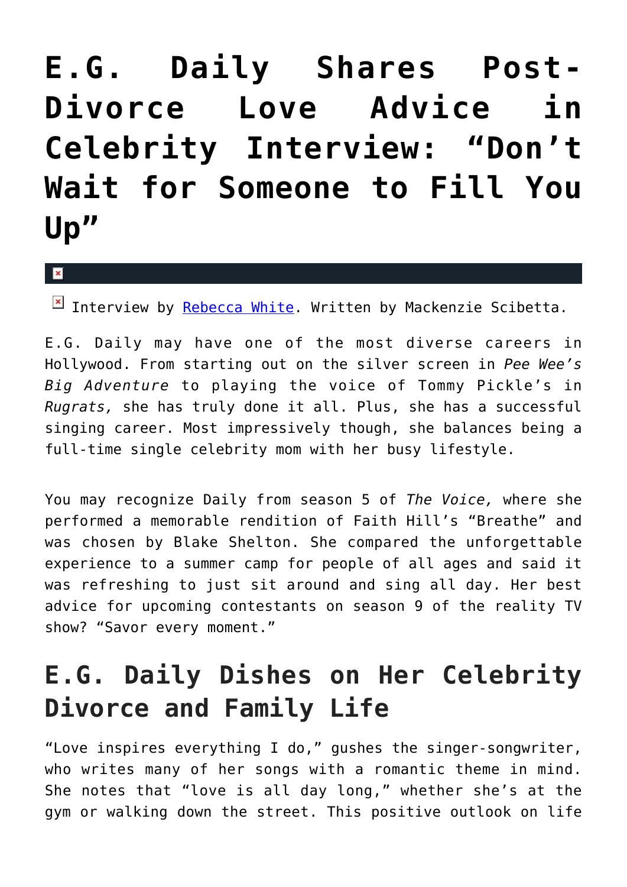# E.G. Daily Shares Post-Divorce Love Advice in Celebrity Interview: "Don't Wait for Someone to Fill You Up"

Interview by [Rebecca White](). Written by Mackenzie Scibetta.

E.G. Daily may have one of the most diverse careers in Hollywood. From starting out on the silver screen in *Pee Wee's Big Adventure* to playing the voice of Tommy Pickle's in *Rugrats,* she has truly done it all. Plus, she has a successful singing career. Most impressively though, she balances being a full-time single celebrity mom with her busy lifestyle.

You may recognize Daily from season 5 of *The Voice,* where she performed a memorable rendition of Faith Hill's "Breathe" and was chosen by Blake Shelton. She compared the unforgettable experience to a summer camp for people of all ages and said it was refreshing to just sit around and sing all day. Her best advice for upcoming contestants on season 9 of the reality TV show? "Savor every moment."

## E.G. Daily Dishes on Her Celebrity Divorce and Family Life

"Love inspires everything I do," gushes the singer-songwriter, who writes many of her songs with a romantic theme in mind. She notes that "love is all day long," whether she's at the gym or walking down the street. This positive outlook on life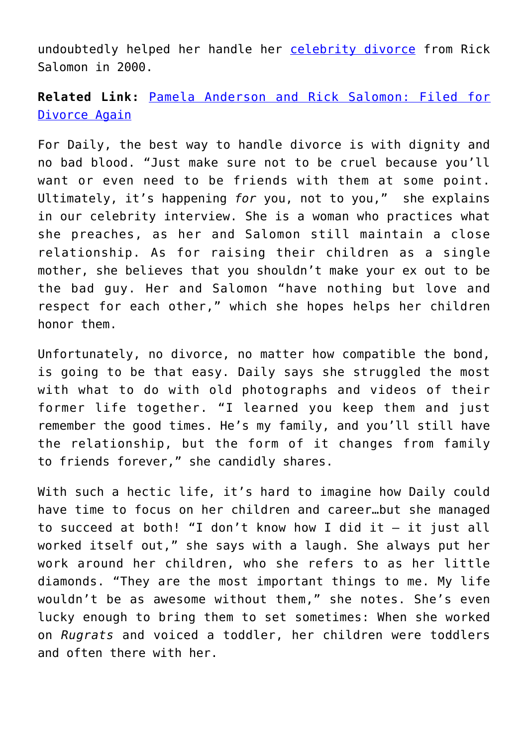undoubtedly helped her handle her [celebrity divorce] from Rick Salomon in 2000.

**Related Link:** [Pamela Anderson and Rick Salomon: Filed for Divorce Again]

For Daily, the best way to handle divorce is with dignity and no bad blood. "Just make sure not to be cruel because you'll want or even need to be friends with them at some point. Ultimately, it's happening *for* you, not to you," she explains in our celebrity interview. She is a woman who practices what she preaches, as her and Salomon still maintain a close relationship. As for raising their children as a single mother, she believes that you shouldn't make your ex out to be the bad guy. Her and Salomon "have nothing but love and respect for each other," which she hopes helps her children honor them.

Unfortunately, no divorce, no matter how compatible the bond, is going to be that easy. Daily says she struggled the most with what to do with old photographs and videos of their former life together. "I learned you keep them and just remember the good times. He's my family, and you'll still have the relationship, but the form of it changes from family to friends forever," she candidly shares.

With such a hectic life, it's hard to imagine how Daily could have time to focus on her children and career…but she managed to succeed at both! "I don't know how I did it – it just all worked itself out," she says with a laugh. She always put her work around her children, who she refers to as her little diamonds. "They are the most important things to me. My life wouldn't be as awesome without them," she notes. She's even lucky enough to bring them to set sometimes: When she worked on *Rugrats* and voiced a toddler, her children were toddlers and often there with her.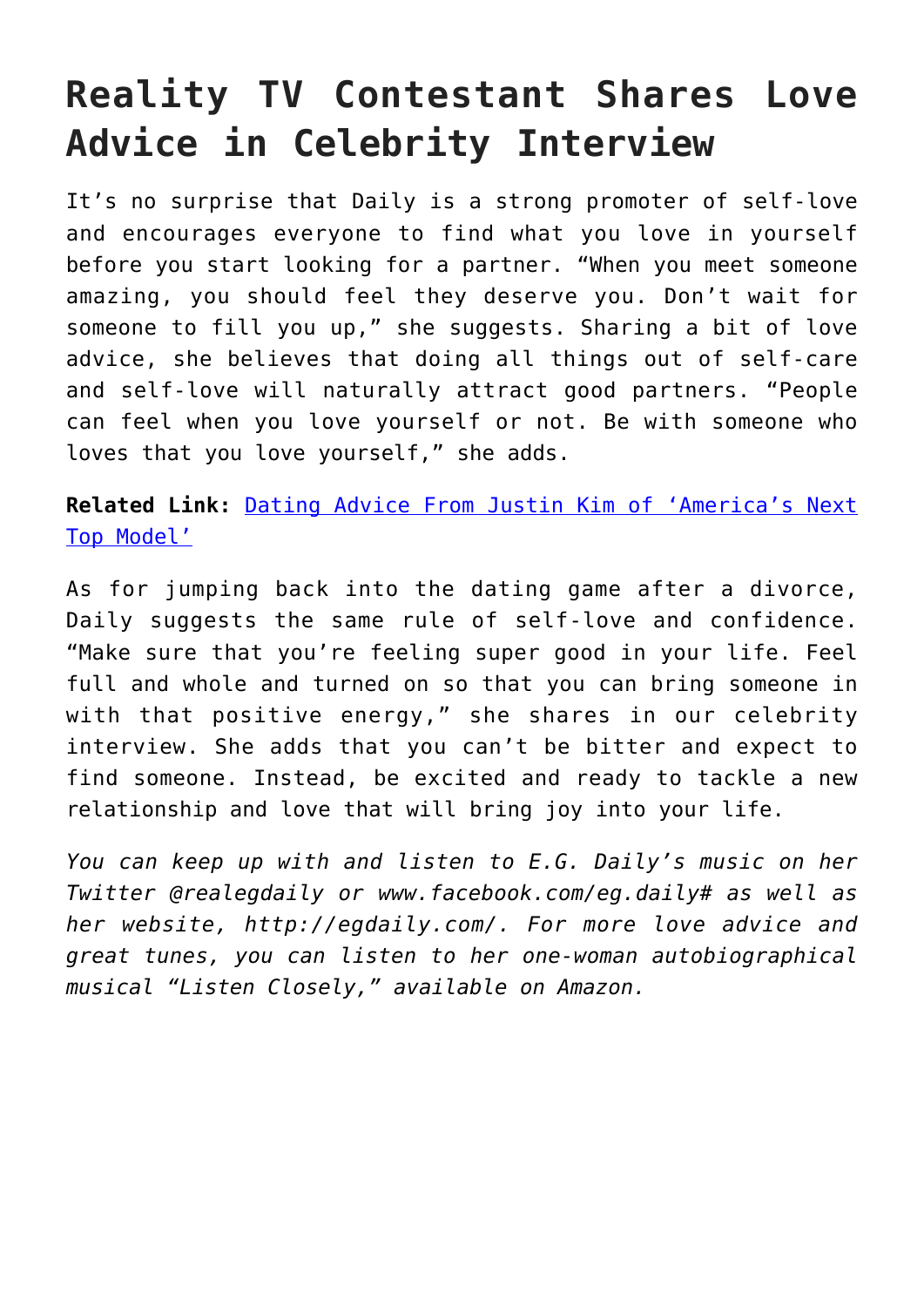# Reality TV Contestant Shares Love Advice in Celebrity Interview

It's no surprise that Daily is a strong promoter of self-love and encourages everyone to find what you love in yourself before you start looking for a partner. "When you meet someone amazing, you should feel they deserve you. Don't wait for someone to fill you up," she suggests. Sharing a bit of love advice, she believes that doing all things out of self-care and self-love will naturally attract good partners. "People can feel when you love yourself or not. Be with someone who loves that you love yourself," she adds.

**Related Link:** Dating Advice From Justin Kim of 'America's Next Top Model'

As for jumping back into the dating game after a divorce, Daily suggests the same rule of self-love and confidence. "Make sure that you're feeling super good in your life. Feel full and whole and turned on so that you can bring someone in with that positive energy," she shares in our celebrity interview. She adds that you can't be bitter and expect to find someone. Instead, be excited and ready to tackle a new relationship and love that will bring joy into your life.

*You can keep up with and listen to E.G. Daily's music on her Twitter @realegdaily or www.facebook.com/eg.daily# as well as her website, http://egdaily.com/. For more love advice and great tunes, you can listen to her one-woman autobiographical musical "Listen Closely," available on Amazon.*